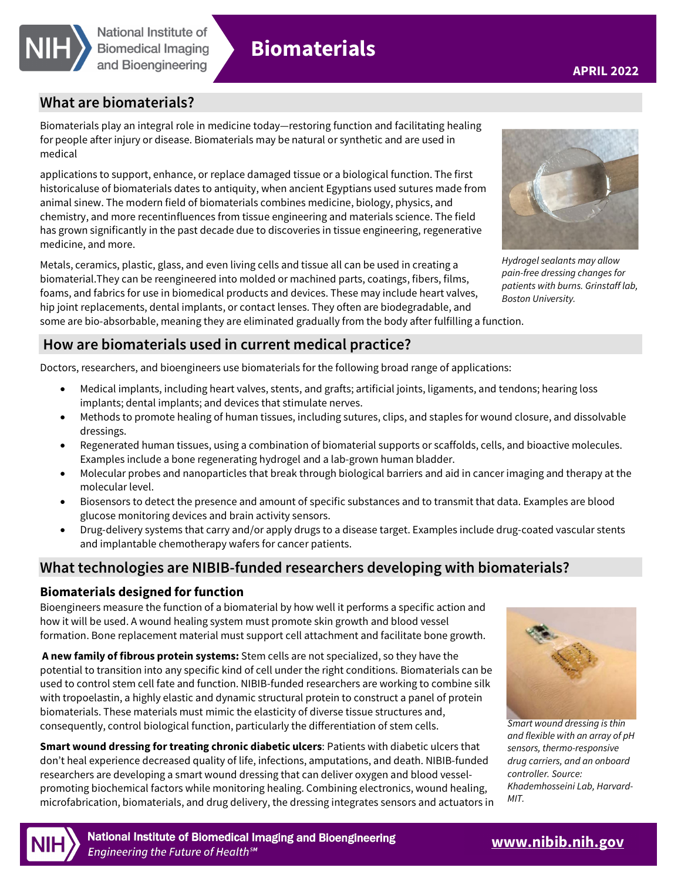# Biomaterials

APRIL 2022

## What are biomaterials?

Biomaterials play an integral role in medicine today—restoring function and facilitating healing for people after injury or disease. Biomaterials may be natural or synthetic and are used in medical

applications to support, enhance, or replace damaged tissue or a biological function. The first historicaluse of biomaterials dates to antiquity, when ancient Egyptians used sutures made from animal sinew. The modern field of biomaterials combines medicine, biology, physics, and chemistry, and more recentinfluences from tissue engineering and materials science. The field has grown significantly in the past decade due to discoveries in tissue engineering, regenerative medicine, and more.

Metals, ceramics, plastic, glass, and even living cells and tissue all can be used in creating a biomaterial.They can be reengineered into molded or machined parts, coatings, fibers, films, foams, and fabrics for use in biomedical products and devices. These may include heart valves, hip joint replacements, dental implants, or contact lenses. They often are biodegradable, and some are bio-absorbable, meaning they are eliminated gradually from the body after fulfilling a function.

*Hydrogel sealants may allow pain-free dressing changes for patients with burns. Grinstaff lab, Boston University.*

## How are biomaterials used in current medical practice?

Doctors, researchers, and bioengineers use biomaterials for the following broad range of applications:

- Medical implants, including heart valves, stents, and grafts; artificial joints, ligaments, and tendons; hearing loss implants; dental implants; and devices that stimulate nerves.
- Methods to promote healing of human tissues, including sutures, clips, and staples for wound closure, and dissolvable dressings.
- Regenerated human tissues, using a combination of biomaterial supports or scaffolds, cells, and bioactive molecules. Examples include a bone regenerating hydrogel and a lab-grown human bladder.
- Molecular probes and nanoparticles that break through biological barriers and aid in cancer imaging and therapy at the molecular level.
- Biosensors to detect the presence and amount of specific substances and to transmit that data. Examples are blood glucose monitoring devices and brain activity sensors.
- Drug-delivery systems that carry and/or apply drugs to a disease target. Examples include drug-coated vascular stents and implantable chemotherapy wafers for cancer patients.

## What technologies are NIBIB-funded researchers developing with biomaterials?

### Biomaterials designed for function

Bioengineers measure the function of a biomaterial by how well it performs a specific action and how it will be used. A wound healing system must promote skin growth and blood vessel formation. Bone replacement material must support cell attachment and facilitate bone growth.

**A new family of fibrous protein systems:** Stem cells are not specialized, so they have the potential to transition into any specific kind of cell under the right conditions. Biomaterials can be used to control stem cell fate and function. NIBIB-funded researchers are working to combine silk with tropoelastin, a highly elastic and dynamic structural protein to construct a panel of protein biomaterials. These materials must mimic the elasticity of diverse tissue structures and, consequently, control biological function, particularly the differentiation of stem cells.

**Smart wound dressing for treating chronic diabetic ulcers**: Patients with diabetic ulcers that don't heal experience decreased quality of life, infections, amputations, and death. NIBIB-funded researchers are developing a smart wound dressing that can deliver oxygen and blood vessel-promoting biochemical factors while monitoring healing. Combining electronics, wound healing, microfabrication, biomaterials, and drug delivery, the dressing integrates sensors and actuators in

*Smart wound dressing is thin and flexible with an array of pH sensors, thermo-responsive drug carriers, and an onboard controller. Source: Khademhosseini Lab, Harvard-MIT.*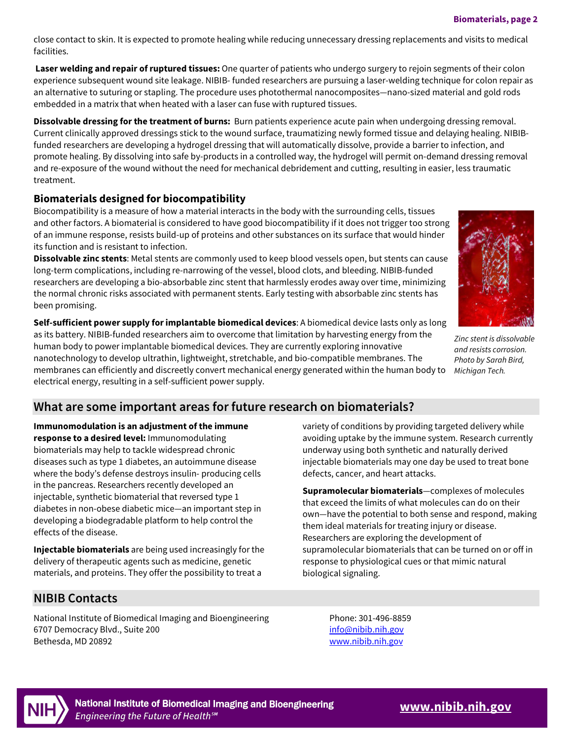close contact to skin. It is expected to promote healing while reducing unnecessary dressing replacements and visits to medical facilities.

**Laser welding and repair of ruptured tissues:** One quarter of patients who undergo surgery to rejoin segments of their colon experience subsequent wound site leakage. NIBIB- funded researchers are pursuing a laser-welding technique for colon repair as an alternative to suturing or stapling. The procedure uses photothermal nanocomposites—nano-sized material and gold rods embedded in a matrix that when heated with a laser can fuse with ruptured tissues.

**Dissolvable dressing for the treatment of burns:** Burn patients experience acute pain when undergoing dressing removal. Current clinically approved dressings stick to the wound surface, traumatizing newly formed tissue and delaying healing. NIBIB-funded researchers are developing a hydrogel dressing that will automatically dissolve, provide a barrier to infection, and promote healing. By dissolving into safe by-products in a controlled way, the hydrogel will permit on-demand dressing removal and re-exposure of the wound without the need for mechanical debridement and cutting, resulting in easier, less traumatic treatment.

### Biomaterials designed for biocompatibility

Biocompatibility is a measure of how a material interacts in the body with the surrounding cells, tissues and other factors. A biomaterial is considered to have good biocompatibility if it does not trigger too strong of an immune response, resists build-up of proteins and other substances on its surface that would hinder its function and is resistant to infection.

**Dissolvable zinc stents**: Metal stents are commonly used to keep blood vessels open, but stents can cause long-term complications, including re-narrowing of the vessel, blood clots, and bleeding. NIBIB-funded researchers are developing a bio-absorbable zinc stent that harmlessly erodes away over time, minimizing the normal chronic risks associated with permanent stents. Early testing with absorbable zinc stents has been promising.

*Zinc stent is dissolvable and resists corrosion. Photo by Sarah Bird, Michigan Tech.*

**Self-sufficient power supply for implantable biomedical devices**: A biomedical device lasts only as long as its battery. NIBIB-funded researchers aim to overcome that limitation by harvesting energy from the human body to power implantable biomedical devices. They are currently exploring innovative nanotechnology to develop ultrathin, lightweight, stretchable, and bio-compatible membranes. The membranes can efficiently and discreetly convert mechanical energy generated within the human body to electrical energy, resulting in a self-sufficient power supply.

## What are some important areas for future research on biomaterials?

**Immunomodulation is an adjustment of the immune response to a desired level:** Immunomodulating biomaterials may help to tackle widespread chronic diseases such as type 1 diabetes, an autoimmune disease where the body's defense destroys insulin- producing cells in the pancreas. Researchers recently developed an injectable, synthetic biomaterial that reversed type 1 diabetes in non-obese diabetic mice—an important step in developing a biodegradable platform to help control the effects of the disease.

**Injectable biomaterials** are being used increasingly for the delivery of therapeutic agents such as medicine, genetic materials, and proteins. They offer the possibility to treat a variety of conditions by providing targeted delivery while avoiding uptake by the immune system. Research currently underway using both synthetic and naturally derived injectable biomaterials may one day be used to treat bone defects, cancer, and heart attacks.

**Supramolecular biomaterials**—complexes of molecules that exceed the limits of what molecules can do on their own—have the potential to both sense and respond, making them ideal materials for treating injury or disease. Researchers are exploring the development of supramolecular biomaterials that can be turned on or off in response to physiological cues or that mimic natural biological signaling.

## NIBIB Contacts

National Institute of Biomedical Imaging and Bioengineering
6707 Democracy Blvd., Suite 200
Bethesda, MD 20892

Phone: 301-496-8859
info@nibib.nih.gov
www.nibib.nih.gov